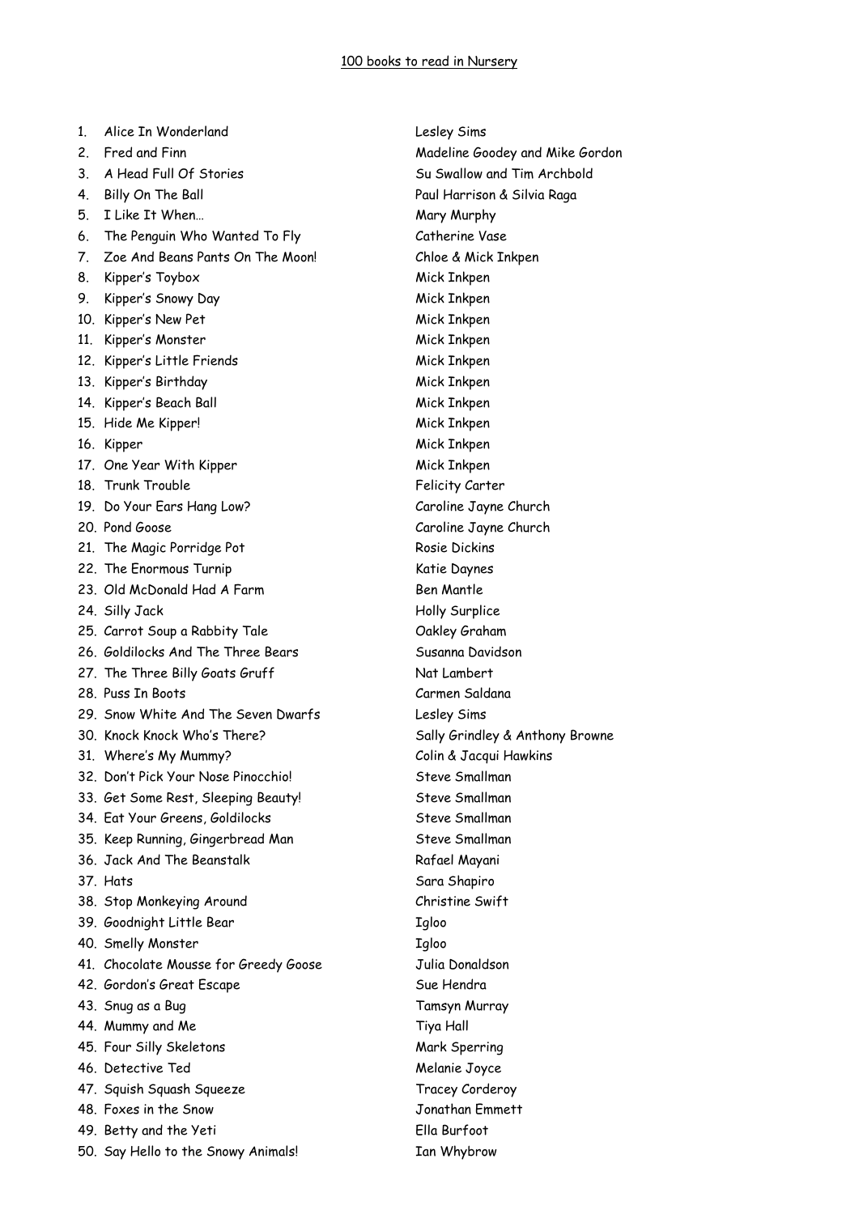# 100 books to read in Nursery

| | Title | Author |
|---|---|---|
| 1. | Alice In Wonderland | Lesley Sims |
| 2. | Fred and Finn | Madeline Goodey and Mike Gordon |
| 3. | A Head Full Of Stories | Su Swallow and Tim Archbold |
| 4. | Billy On The Ball | Paul Harrison & Silvia Raga |
| 5. | I Like It When… | Mary Murphy |
| 6. | The Penguin Who Wanted To Fly | Catherine Vase |
| 7. | Zoe And Beans Pants On The Moon! | Chloe & Mick Inkpen |
| 8. | Kipper's Toybox | Mick Inkpen |
| 9. | Kipper's Snowy Day | Mick Inkpen |
| 10. | Kipper's New Pet | Mick Inkpen |
| 11. | Kipper's Monster | Mick Inkpen |
| 12. | Kipper's Little Friends | Mick Inkpen |
| 13. | Kipper's Birthday | Mick Inkpen |
| 14. | Kipper's Beach Ball | Mick Inkpen |
| 15. | Hide Me Kipper! | Mick Inkpen |
| 16. | Kipper | Mick Inkpen |
| 17. | One Year With Kipper | Mick Inkpen |
| 18. | Trunk Trouble | Felicity Carter |
| 19. | Do Your Ears Hang Low? | Caroline Jayne Church |
| 20. | Pond Goose | Caroline Jayne Church |
| 21. | The Magic Porridge Pot | Rosie Dickins |
| 22. | The Enormous Turnip | Katie Daynes |
| 23. | Old McDonald Had A Farm | Ben Mantle |
| 24. | Silly Jack | Holly Surplice |
| 25. | Carrot Soup a Rabbity Tale | Oakley Graham |
| 26. | Goldilocks And The Three Bears | Susanna Davidson |
| 27. | The Three Billy Goats Gruff | Nat Lambert |
| 28. | Puss In Boots | Carmen Saldana |
| 29. | Snow White And The Seven Dwarfs | Lesley Sims |
| 30. | Knock Knock Who's There? | Sally Grindley & Anthony Browne |
| 31. | Where's My Mummy? | Colin & Jacqui Hawkins |
| 32. | Don't Pick Your Nose Pinocchio! | Steve Smallman |
| 33. | Get Some Rest, Sleeping Beauty! | Steve Smallman |
| 34. | Eat Your Greens, Goldilocks | Steve Smallman |
| 35. | Keep Running, Gingerbread Man | Steve Smallman |
| 36. | Jack And The Beanstalk | Rafael Mayani |
| 37. | Hats | Sara Shapiro |
| 38. | Stop Monkeying Around | Christine Swift |
| 39. | Goodnight Little Bear | Igloo |
| 40. | Smelly Monster | Igloo |
| 41. | Chocolate Mousse for Greedy Goose | Julia Donaldson |
| 42. | Gordon's Great Escape | Sue Hendra |
| 43. | Snug as a Bug | Tamsyn Murray |
| 44. | Mummy and Me | Tiya Hall |
| 45. | Four Silly Skeletons | Mark Sperring |
| 46. | Detective Ted | Melanie Joyce |
| 47. | Squish Squash Squeeze | Tracey Corderoy |
| 48. | Foxes in the Snow | Jonathan Emmett |
| 49. | Betty and the Yeti | Ella Burfoot |
| 50. | Say Hello to the Snowy Animals! | Ian Whybrow |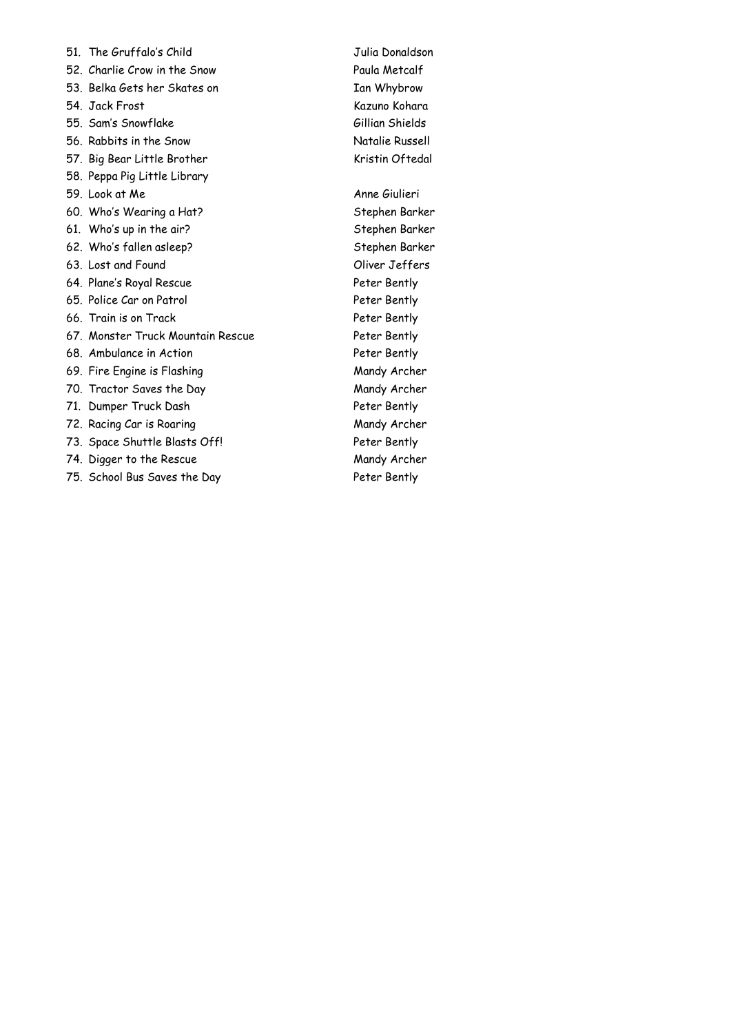| | | |
|---|---|---|
| 51. | The Gruffalo's Child | Julia Donaldson |
| 52. | Charlie Crow in the Snow | Paula Metcalf |
| 53. | Belka Gets her Skates on | Ian Whybrow |
| 54. | Jack Frost | Kazuno Kohara |
| 55. | Sam's Snowflake | Gillian Shields |
| 56. | Rabbits in the Snow | Natalie Russell |
| 57. | Big Bear Little Brother | Kristin Oftedal |
| 58. | Peppa Pig Little Library | |
| 59. | Look at Me | Anne Giulieri |
| 60. | Who's Wearing a Hat? | Stephen Barker |
| 61. | Who's up in the air? | Stephen Barker |
| 62. | Who's fallen asleep? | Stephen Barker |
| 63. | Lost and Found | Oliver Jeffers |
| 64. | Plane's Royal Rescue | Peter Bently |
| 65. | Police Car on Patrol | Peter Bently |
| 66. | Train is on Track | Peter Bently |
| 67. | Monster Truck Mountain Rescue | Peter Bently |
| 68. | Ambulance in Action | Peter Bently |
| 69. | Fire Engine is Flashing | Mandy Archer |
| 70. | Tractor Saves the Day | Mandy Archer |
| 71. | Dumper Truck Dash | Peter Bently |
| 72. | Racing Car is Roaring | Mandy Archer |
| 73. | Space Shuttle Blasts Off! | Peter Bently |
| 74. | Digger to the Rescue | Mandy Archer |
| 75. | School Bus Saves the Day | Peter Bently |